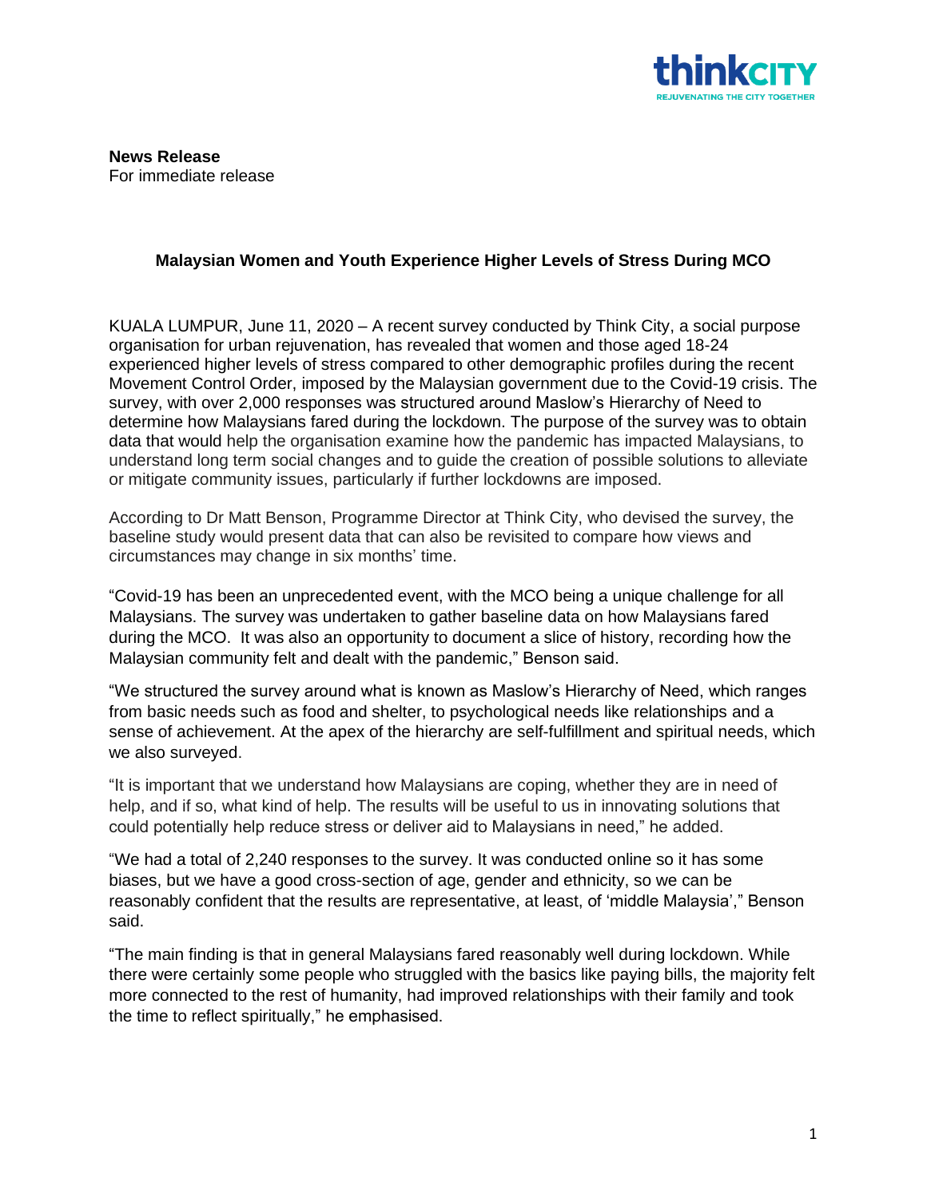**News Release**
For immediate release

### Malaysian Women and Youth Experience Higher Levels of Stress During MCO

KUALA LUMPUR, June 11, 2020 – A recent survey conducted by Think City, a social purpose organisation for urban rejuvenation, has revealed that women and those aged 18-24 experienced higher levels of stress compared to other demographic profiles during the recent Movement Control Order, imposed by the Malaysian government due to the Covid-19 crisis. The survey, with over 2,000 responses was structured around Maslow's Hierarchy of Need to determine how Malaysians fared during the lockdown. The purpose of the survey was to obtain data that would help the organisation examine how the pandemic has impacted Malaysians, to understand long term social changes and to guide the creation of possible solutions to alleviate or mitigate community issues, particularly if further lockdowns are imposed.

According to Dr Matt Benson, Programme Director at Think City, who devised the survey, the baseline study would present data that can also be revisited to compare how views and circumstances may change in six months' time.

"Covid-19 has been an unprecedented event, with the MCO being a unique challenge for all Malaysians. The survey was undertaken to gather baseline data on how Malaysians fared during the MCO. It was also an opportunity to document a slice of history, recording how the Malaysian community felt and dealt with the pandemic," Benson said.

"We structured the survey around what is known as Maslow's Hierarchy of Need, which ranges from basic needs such as food and shelter, to psychological needs like relationships and a sense of achievement. At the apex of the hierarchy are self-fulfillment and spiritual needs, which we also surveyed.

"It is important that we understand how Malaysians are coping, whether they are in need of help, and if so, what kind of help. The results will be useful to us in innovating solutions that could potentially help reduce stress or deliver aid to Malaysians in need," he added.

"We had a total of 2,240 responses to the survey. It was conducted online so it has some biases, but we have a good cross-section of age, gender and ethnicity, so we can be reasonably confident that the results are representative, at least, of 'middle Malaysia'," Benson said.

"The main finding is that in general Malaysians fared reasonably well during lockdown. While there were certainly some people who struggled with the basics like paying bills, the majority felt more connected to the rest of humanity, had improved relationships with their family and took the time to reflect spiritually," he emphasised.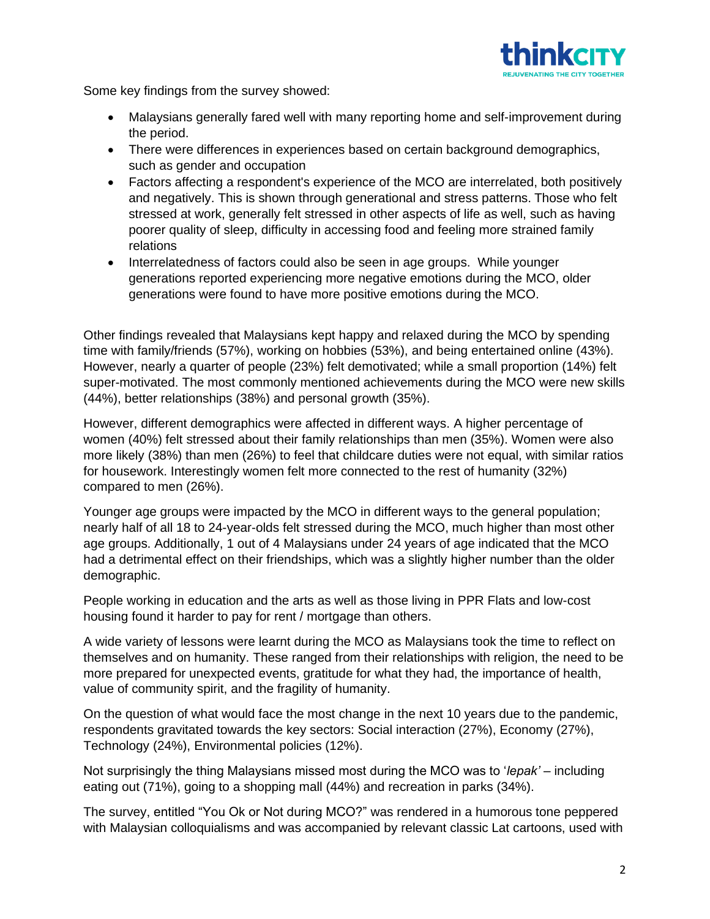Some key findings from the survey showed:

- Malaysians generally fared well with many reporting home and self-improvement during the period.
- There were differences in experiences based on certain background demographics, such as gender and occupation
- Factors affecting a respondent's experience of the MCO are interrelated, both positively and negatively. This is shown through generational and stress patterns. Those who felt stressed at work, generally felt stressed in other aspects of life as well, such as having poorer quality of sleep, difficulty in accessing food and feeling more strained family relations
- Interrelatedness of factors could also be seen in age groups. While younger generations reported experiencing more negative emotions during the MCO, older generations were found to have more positive emotions during the MCO.

Other findings revealed that Malaysians kept happy and relaxed during the MCO by spending time with family/friends (57%), working on hobbies (53%), and being entertained online (43%). However, nearly a quarter of people (23%) felt demotivated; while a small proportion (14%) felt super-motivated. The most commonly mentioned achievements during the MCO were new skills (44%), better relationships (38%) and personal growth (35%).

However, different demographics were affected in different ways. A higher percentage of women (40%) felt stressed about their family relationships than men (35%). Women were also more likely (38%) than men (26%) to feel that childcare duties were not equal, with similar ratios for housework. Interestingly women felt more connected to the rest of humanity (32%) compared to men (26%).

Younger age groups were impacted by the MCO in different ways to the general population; nearly half of all 18 to 24-year-olds felt stressed during the MCO, much higher than most other age groups. Additionally, 1 out of 4 Malaysians under 24 years of age indicated that the MCO had a detrimental effect on their friendships, which was a slightly higher number than the older demographic.

People working in education and the arts as well as those living in PPR Flats and low-cost housing found it harder to pay for rent / mortgage than others.

A wide variety of lessons were learnt during the MCO as Malaysians took the time to reflect on themselves and on humanity. These ranged from their relationships with religion, the need to be more prepared for unexpected events, gratitude for what they had, the importance of health, value of community spirit, and the fragility of humanity.

On the question of what would face the most change in the next 10 years due to the pandemic, respondents gravitated towards the key sectors: Social interaction (27%), Economy (27%), Technology (24%), Environmental policies (12%).

Not surprisingly the thing Malaysians missed most during the MCO was to '*lepak'* – including eating out (71%), going to a shopping mall (44%) and recreation in parks (34%).

The survey, entitled "You Ok or Not during MCO?" was rendered in a humorous tone peppered with Malaysian colloquialisms and was accompanied by relevant classic Lat cartoons, used with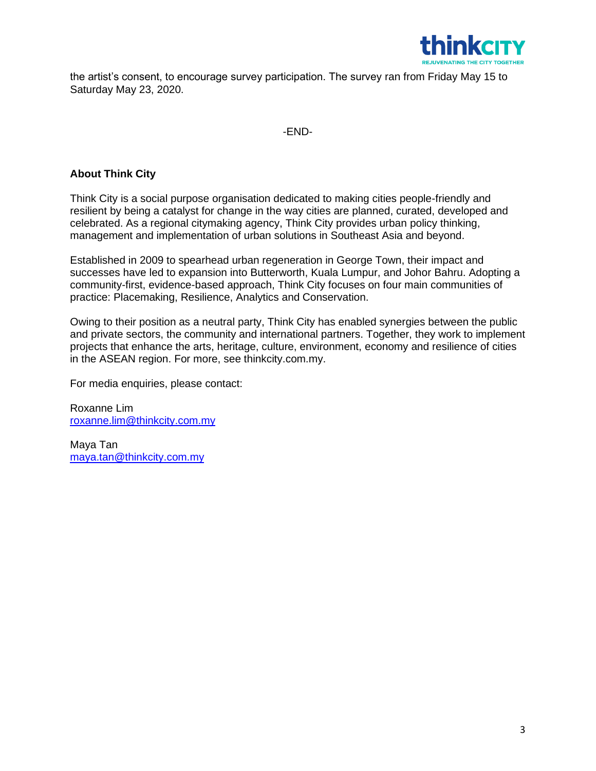the artist's consent, to encourage survey participation. The survey ran from Friday May 15 to Saturday May 23, 2020.

-END-

**About Think City**

Think City is a social purpose organisation dedicated to making cities people-friendly and resilient by being a catalyst for change in the way cities are planned, curated, developed and celebrated. As a regional citymaking agency, Think City provides urban policy thinking, management and implementation of urban solutions in Southeast Asia and beyond.

Established in 2009 to spearhead urban regeneration in George Town, their impact and successes have led to expansion into Butterworth, Kuala Lumpur, and Johor Bahru. Adopting a community-first, evidence-based approach, Think City focuses on four main communities of practice: Placemaking, Resilience, Analytics and Conservation.

Owing to their position as a neutral party, Think City has enabled synergies between the public and private sectors, the community and international partners. Together, they work to implement projects that enhance the arts, heritage, culture, environment, economy and resilience of cities in the ASEAN region. For more, see thinkcity.com.my.

For media enquiries, please contact:

Roxanne Lim
roxanne.lim@thinkcity.com.my

Maya Tan
maya.tan@thinkcity.com.my